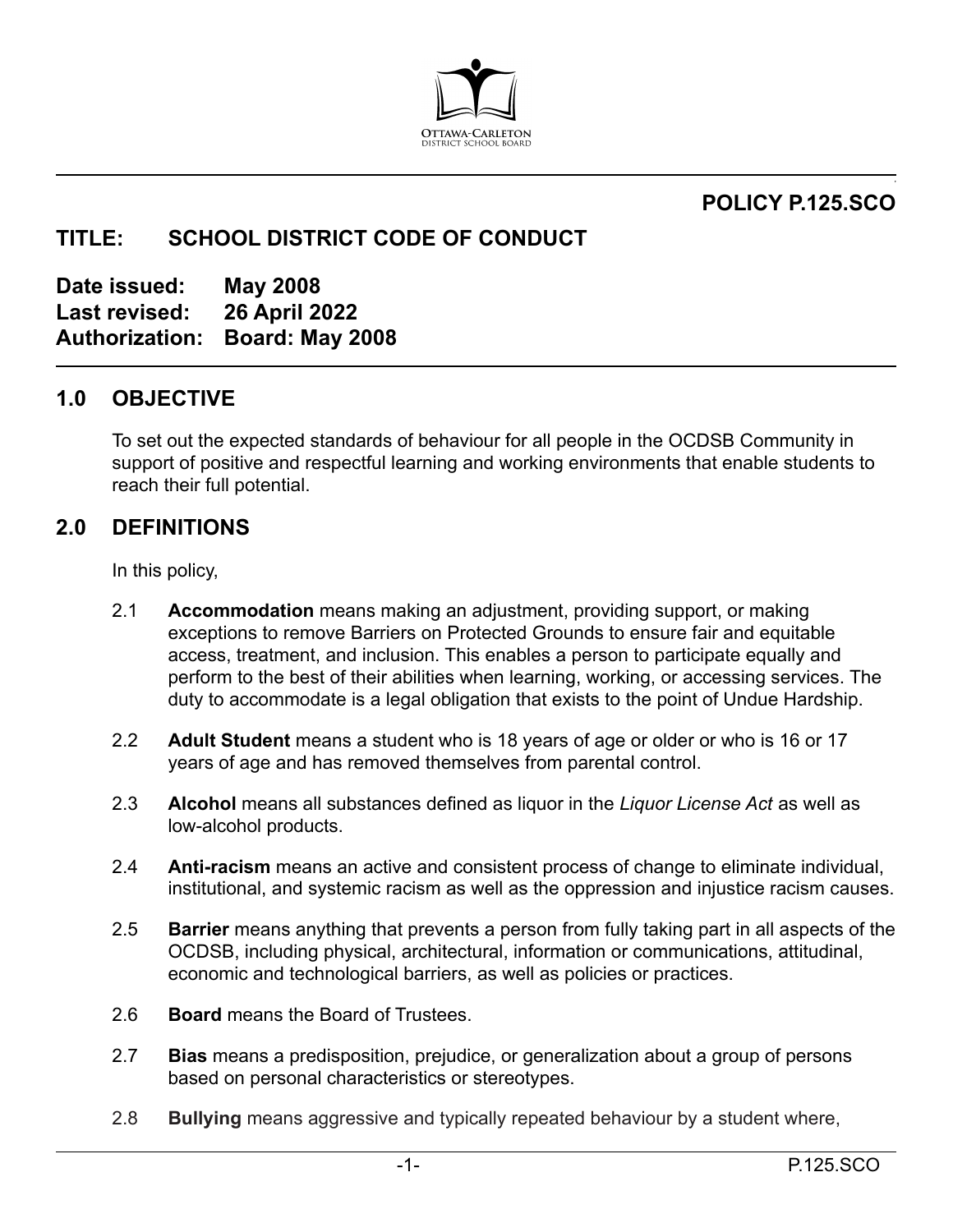## POLICY P.125.SCO

# TITLE: SCHOOL DISTRICT CODE OF CONDUCT

**Date issued:** May 2008
**Last revised:** 26 April 2022
**Authorization:** Board: May 2008

## 1.0 OBJECTIVE

To set out the expected standards of behaviour for all people in the OCDSB Community in support of positive and respectful learning and working environments that enable students to reach their full potential.

## 2.0 DEFINITIONS

In this policy,

2.1 **Accommodation** means making an adjustment, providing support, or making exceptions to remove Barriers on Protected Grounds to ensure fair and equitable access, treatment, and inclusion. This enables a person to participate equally and perform to the best of their abilities when learning, working, or accessing services. The duty to accommodate is a legal obligation that exists to the point of Undue Hardship.

2.2 **Adult Student** means a student who is 18 years of age or older or who is 16 or 17 years of age and has removed themselves from parental control.

2.3 **Alcohol** means all substances defined as liquor in the *Liquor License Act* as well as low-alcohol products.

2.4 **Anti-racism** means an active and consistent process of change to eliminate individual, institutional, and systemic racism as well as the oppression and injustice racism causes.

2.5 **Barrier** means anything that prevents a person from fully taking part in all aspects of the OCDSB, including physical, architectural, information or communications, attitudinal, economic and technological barriers, as well as policies or practices.

2.6 **Board** means the Board of Trustees.

2.7 **Bias** means a predisposition, prejudice, or generalization about a group of persons based on personal characteristics or stereotypes.

2.8 **Bullying** means aggressive and typically repeated behaviour by a student where,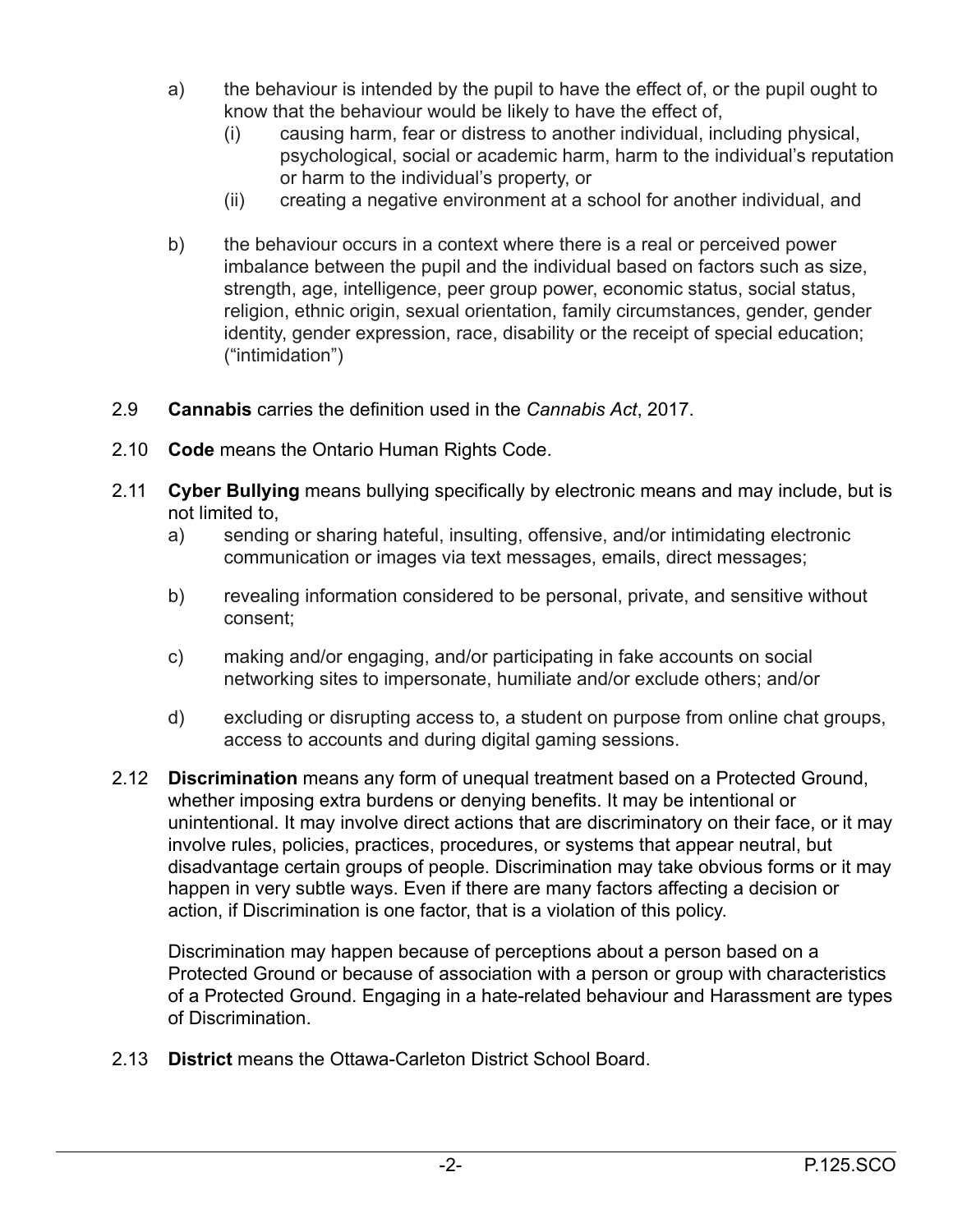a) the behaviour is intended by the pupil to have the effect of, or the pupil ought to know that the behaviour would be likely to have the effect of,
   - (i) causing harm, fear or distress to another individual, including physical, psychological, social or academic harm, harm to the individual's reputation or harm to the individual's property, or
   - (ii) creating a negative environment at a school for another individual, and

b) the behaviour occurs in a context where there is a real or perceived power imbalance between the pupil and the individual based on factors such as size, strength, age, intelligence, peer group power, economic status, social status, religion, ethnic origin, sexual orientation, family circumstances, gender, gender identity, gender expression, race, disability or the receipt of special education; ("intimidation")

2.9 **Cannabis** carries the definition used in the *Cannabis Act*, 2017.

2.10 **Code** means the Ontario Human Rights Code.

2.11 **Cyber Bullying** means bullying specifically by electronic means and may include, but is not limited to,

a) sending or sharing hateful, insulting, offensive, and/or intimidating electronic communication or images via text messages, emails, direct messages;

b) revealing information considered to be personal, private, and sensitive without consent;

c) making and/or engaging, and/or participating in fake accounts on social networking sites to impersonate, humiliate and/or exclude others; and/or

d) excluding or disrupting access to, a student on purpose from online chat groups, access to accounts and during digital gaming sessions.

2.12 **Discrimination** means any form of unequal treatment based on a Protected Ground, whether imposing extra burdens or denying benefits. It may be intentional or unintentional. It may involve direct actions that are discriminatory on their face, or it may involve rules, policies, practices, procedures, or systems that appear neutral, but disadvantage certain groups of people. Discrimination may take obvious forms or it may happen in very subtle ways. Even if there are many factors affecting a decision or action, if Discrimination is one factor, that is a violation of this policy.

Discrimination may happen because of perceptions about a person based on a Protected Ground or because of association with a person or group with characteristics of a Protected Ground. Engaging in a hate-related behaviour and Harassment are types of Discrimination.

2.13 **District** means the Ottawa-Carleton District School Board.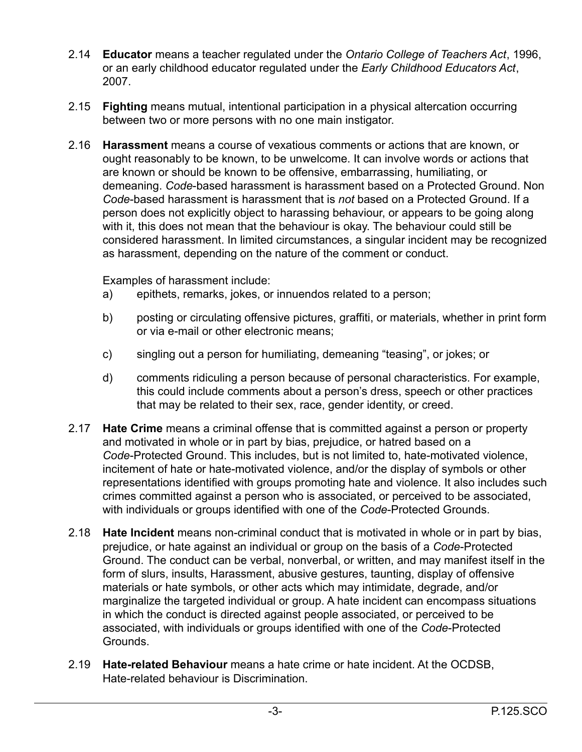2.14 **Educator** means a teacher regulated under the *Ontario College of Teachers Act*, 1996, or an early childhood educator regulated under the *Early Childhood Educators Act*, 2007.

2.15 **Fighting** means mutual, intentional participation in a physical altercation occurring between two or more persons with no one main instigator.

2.16 **Harassment** means a course of vexatious comments or actions that are known, or ought reasonably to be known, to be unwelcome. It can involve words or actions that are known or should be known to be offensive, embarrassing, humiliating, or demeaning. *Code*-based harassment is harassment based on a Protected Ground. Non *Code*-based harassment is harassment that is *not* based on a Protected Ground. If a person does not explicitly object to harassing behaviour, or appears to be going along with it, this does not mean that the behaviour is okay. The behaviour could still be considered harassment. In limited circumstances, a singular incident may be recognized as harassment, depending on the nature of the comment or conduct.

Examples of harassment include:

a) epithets, remarks, jokes, or innuendos related to a person;

b) posting or circulating offensive pictures, graffiti, or materials, whether in print form or via e-mail or other electronic means;

c) singling out a person for humiliating, demeaning "teasing", or jokes; or

d) comments ridiculing a person because of personal characteristics. For example, this could include comments about a person's dress, speech or other practices that may be related to their sex, race, gender identity, or creed.

2.17 **Hate Crime** means a criminal offense that is committed against a person or property and motivated in whole or in part by bias, prejudice, or hatred based on a *Code*-Protected Ground. This includes, but is not limited to, hate-motivated violence, incitement of hate or hate-motivated violence, and/or the display of symbols or other representations identified with groups promoting hate and violence. It also includes such crimes committed against a person who is associated, or perceived to be associated, with individuals or groups identified with one of the *Code*-Protected Grounds.

2.18 **Hate Incident** means non-criminal conduct that is motivated in whole or in part by bias, prejudice, or hate against an individual or group on the basis of a *Code*-Protected Ground. The conduct can be verbal, nonverbal, or written, and may manifest itself in the form of slurs, insults, Harassment, abusive gestures, taunting, display of offensive materials or hate symbols, or other acts which may intimidate, degrade, and/or marginalize the targeted individual or group. A hate incident can encompass situations in which the conduct is directed against people associated, or perceived to be associated, with individuals or groups identified with one of the *Code*-Protected Grounds.

2.19 **Hate-related Behaviour** means a hate crime or hate incident. At the OCDSB, Hate-related behaviour is Discrimination.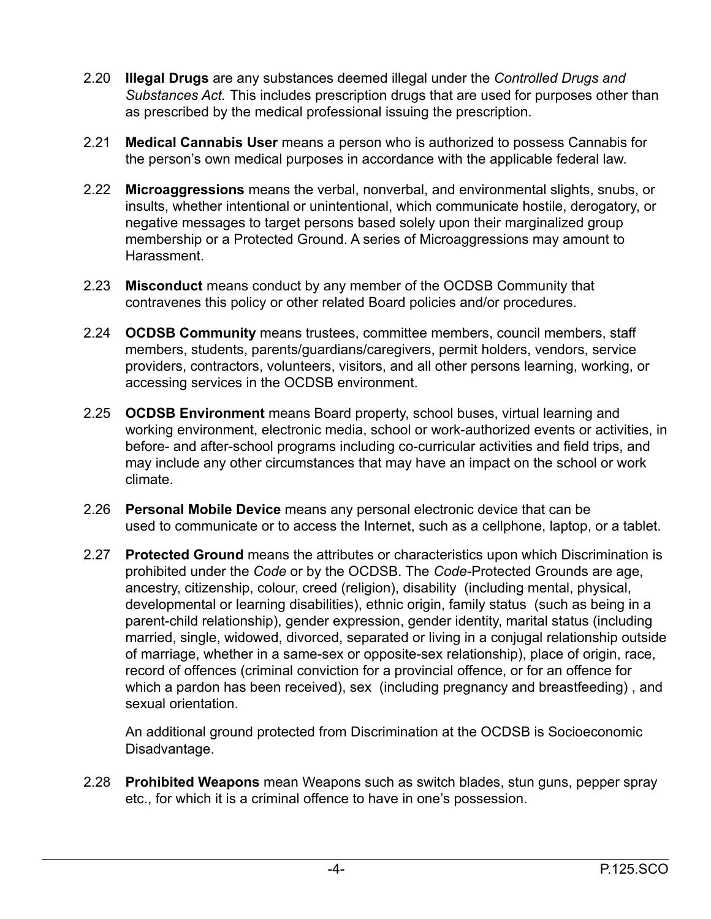2.20 **Illegal Drugs** are any substances deemed illegal under the *Controlled Drugs and Substances Act.* This includes prescription drugs that are used for purposes other than as prescribed by the medical professional issuing the prescription.

2.21 **Medical Cannabis User** means a person who is authorized to possess Cannabis for the person's own medical purposes in accordance with the applicable federal law.

2.22 **Microaggressions** means the verbal, nonverbal, and environmental slights, snubs, or insults, whether intentional or unintentional, which communicate hostile, derogatory, or negative messages to target persons based solely upon their marginalized group membership or a Protected Ground. A series of Microaggressions may amount to Harassment.

2.23 **Misconduct** means conduct by any member of the OCDSB Community that contravenes this policy or other related Board policies and/or procedures.

2.24 **OCDSB Community** means trustees, committee members, council members, staff members, students, parents/guardians/caregivers, permit holders, vendors, service providers, contractors, volunteers, visitors, and all other persons learning, working, or accessing services in the OCDSB environment.

2.25 **OCDSB Environment** means Board property, school buses, virtual learning and working environment, electronic media, school or work-authorized events or activities, in before- and after-school programs including co-curricular activities and field trips, and may include any other circumstances that may have an impact on the school or work climate.

2.26 **Personal Mobile Device** means any personal electronic device that can be used to communicate or to access the Internet, such as a cellphone, laptop, or a tablet.

2.27 **Protected Ground** means the attributes or characteristics upon which Discrimination is prohibited under the *Code* or by the OCDSB. The *Code*-Protected Grounds are age, ancestry, citizenship, colour, creed (religion), disability (including mental, physical, developmental or learning disabilities), ethnic origin, family status (such as being in a parent-child relationship), gender expression, gender identity, marital status (including married, single, widowed, divorced, separated or living in a conjugal relationship outside of marriage, whether in a same-sex or opposite-sex relationship), place of origin, race, record of offences (criminal conviction for a provincial offence, or for an offence for which a pardon has been received), sex (including pregnancy and breastfeeding) , and sexual orientation.

An additional ground protected from Discrimination at the OCDSB is Socioeconomic Disadvantage.

2.28 **Prohibited Weapons** mean Weapons such as switch blades, stun guns, pepper spray etc., for which it is a criminal offence to have in one's possession.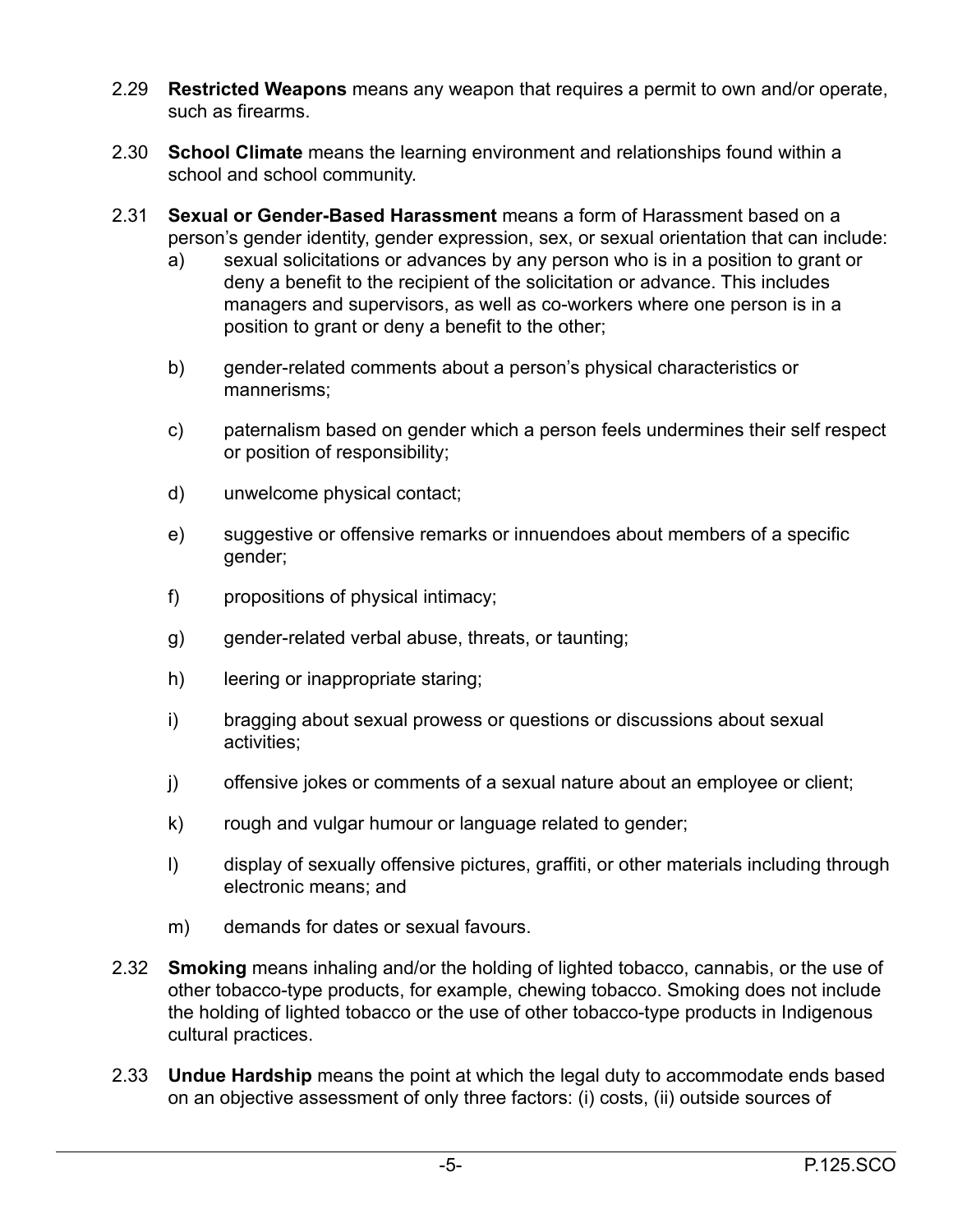2.29 **Restricted Weapons** means any weapon that requires a permit to own and/or operate, such as firearms.

2.30 **School Climate** means the learning environment and relationships found within a school and school community.

2.31 **Sexual or Gender-Based Harassment** means a form of Harassment based on a person's gender identity, gender expression, sex, or sexual orientation that can include:

a) sexual solicitations or advances by any person who is in a position to grant or deny a benefit to the recipient of the solicitation or advance. This includes managers and supervisors, as well as co-workers where one person is in a position to grant or deny a benefit to the other;

b) gender-related comments about a person's physical characteristics or mannerisms;

c) paternalism based on gender which a person feels undermines their self respect or position of responsibility;

d) unwelcome physical contact;

e) suggestive or offensive remarks or innuendoes about members of a specific gender;

f) propositions of physical intimacy;

g) gender-related verbal abuse, threats, or taunting;

h) leering or inappropriate staring;

i) bragging about sexual prowess or questions or discussions about sexual activities;

j) offensive jokes or comments of a sexual nature about an employee or client;

k) rough and vulgar humour or language related to gender;

l) display of sexually offensive pictures, graffiti, or other materials including through electronic means; and

m) demands for dates or sexual favours.

2.32 **Smoking** means inhaling and/or the holding of lighted tobacco, cannabis, or the use of other tobacco-type products, for example, chewing tobacco. Smoking does not include the holding of lighted tobacco or the use of other tobacco-type products in Indigenous cultural practices.

2.33 **Undue Hardship** means the point at which the legal duty to accommodate ends based on an objective assessment of only three factors: (i) costs, (ii) outside sources of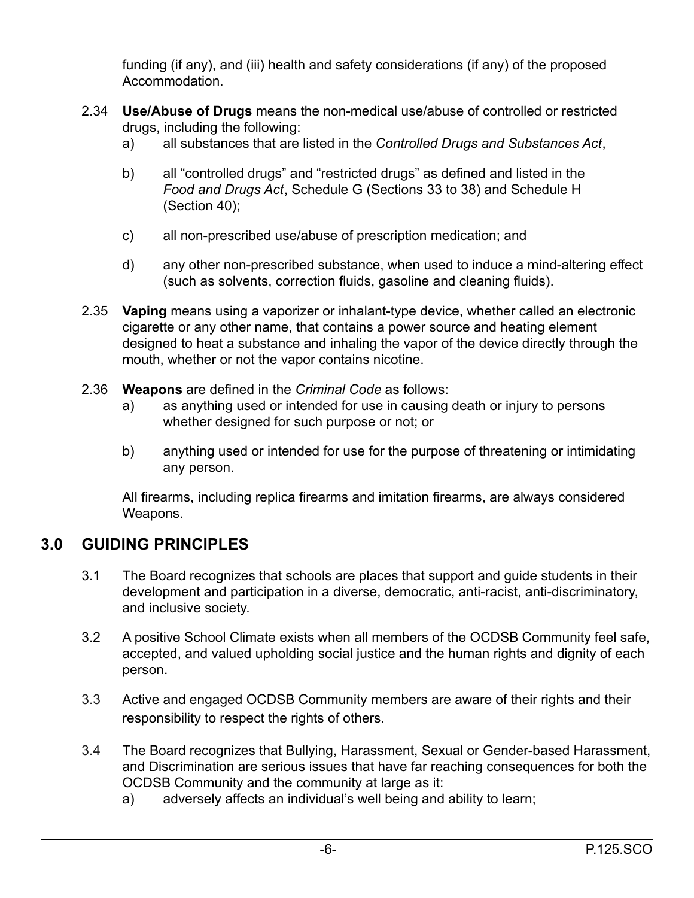funding (if any), and (iii) health and safety considerations (if any) of the proposed Accommodation.

2.34 **Use/Abuse of Drugs** means the non-medical use/abuse of controlled or restricted drugs, including the following:

a) all substances that are listed in the *Controlled Drugs and Substances Act*,

b) all "controlled drugs" and "restricted drugs" as defined and listed in the *Food and Drugs Act*, Schedule G (Sections 33 to 38) and Schedule H (Section 40);

c) all non-prescribed use/abuse of prescription medication; and

d) any other non-prescribed substance, when used to induce a mind-altering effect (such as solvents, correction fluids, gasoline and cleaning fluids).

2.35 **Vaping** means using a vaporizer or inhalant-type device, whether called an electronic cigarette or any other name, that contains a power source and heating element designed to heat a substance and inhaling the vapor of the device directly through the mouth, whether or not the vapor contains nicotine.

2.36 **Weapons** are defined in the *Criminal Code* as follows:

a) as anything used or intended for use in causing death or injury to persons whether designed for such purpose or not; or

b) anything used or intended for use for the purpose of threatening or intimidating any person.

All firearms, including replica firearms and imitation firearms, are always considered Weapons.

## 3.0 GUIDING PRINCIPLES

3.1 The Board recognizes that schools are places that support and guide students in their development and participation in a diverse, democratic, anti-racist, anti-discriminatory, and inclusive society.

3.2 A positive School Climate exists when all members of the OCDSB Community feel safe, accepted, and valued upholding social justice and the human rights and dignity of each person.

3.3 Active and engaged OCDSB Community members are aware of their rights and their responsibility to respect the rights of others.

3.4 The Board recognizes that Bullying, Harassment, Sexual or Gender-based Harassment, and Discrimination are serious issues that have far reaching consequences for both the OCDSB Community and the community at large as it:

a) adversely affects an individual's well being and ability to learn;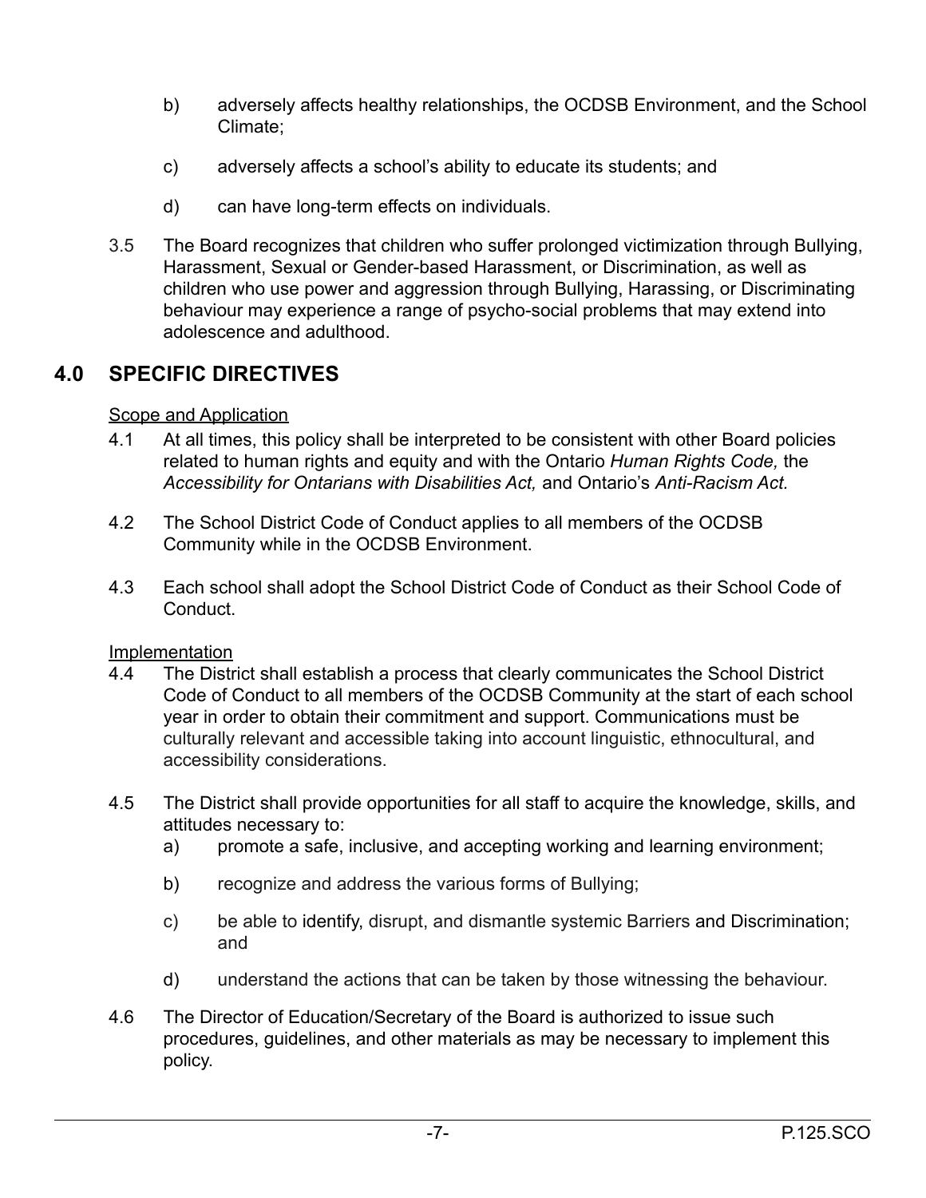b) adversely affects healthy relationships, the OCDSB Environment, and the School Climate;

c) adversely affects a school's ability to educate its students; and

d) can have long-term effects on individuals.

3.5 The Board recognizes that children who suffer prolonged victimization through Bullying, Harassment, Sexual or Gender-based Harassment, or Discrimination, as well as children who use power and aggression through Bullying, Harassing, or Discriminating behaviour may experience a range of psycho-social problems that may extend into adolescence and adulthood.

## 4.0 SPECIFIC DIRECTIVES

<u>Scope and Application</u>

4.1 At all times, this policy shall be interpreted to be consistent with other Board policies related to human rights and equity and with the Ontario *Human Rights Code,* the *Accessibility for Ontarians with Disabilities Act,* and Ontario's *Anti-Racism Act.*

4.2 The School District Code of Conduct applies to all members of the OCDSB Community while in the OCDSB Environment.

4.3 Each school shall adopt the School District Code of Conduct as their School Code of Conduct.

<u>Implementation</u>

4.4 The District shall establish a process that clearly communicates the School District Code of Conduct to all members of the OCDSB Community at the start of each school year in order to obtain their commitment and support. Communications must be culturally relevant and accessible taking into account linguistic, ethnocultural, and accessibility considerations.

4.5 The District shall provide opportunities for all staff to acquire the knowledge, skills, and attitudes necessary to:

a) promote a safe, inclusive, and accepting working and learning environment;

b) recognize and address the various forms of Bullying;

c) be able to identify, disrupt, and dismantle systemic Barriers and Discrimination; and

d) understand the actions that can be taken by those witnessing the behaviour.

4.6 The Director of Education/Secretary of the Board is authorized to issue such procedures, guidelines, and other materials as may be necessary to implement this policy.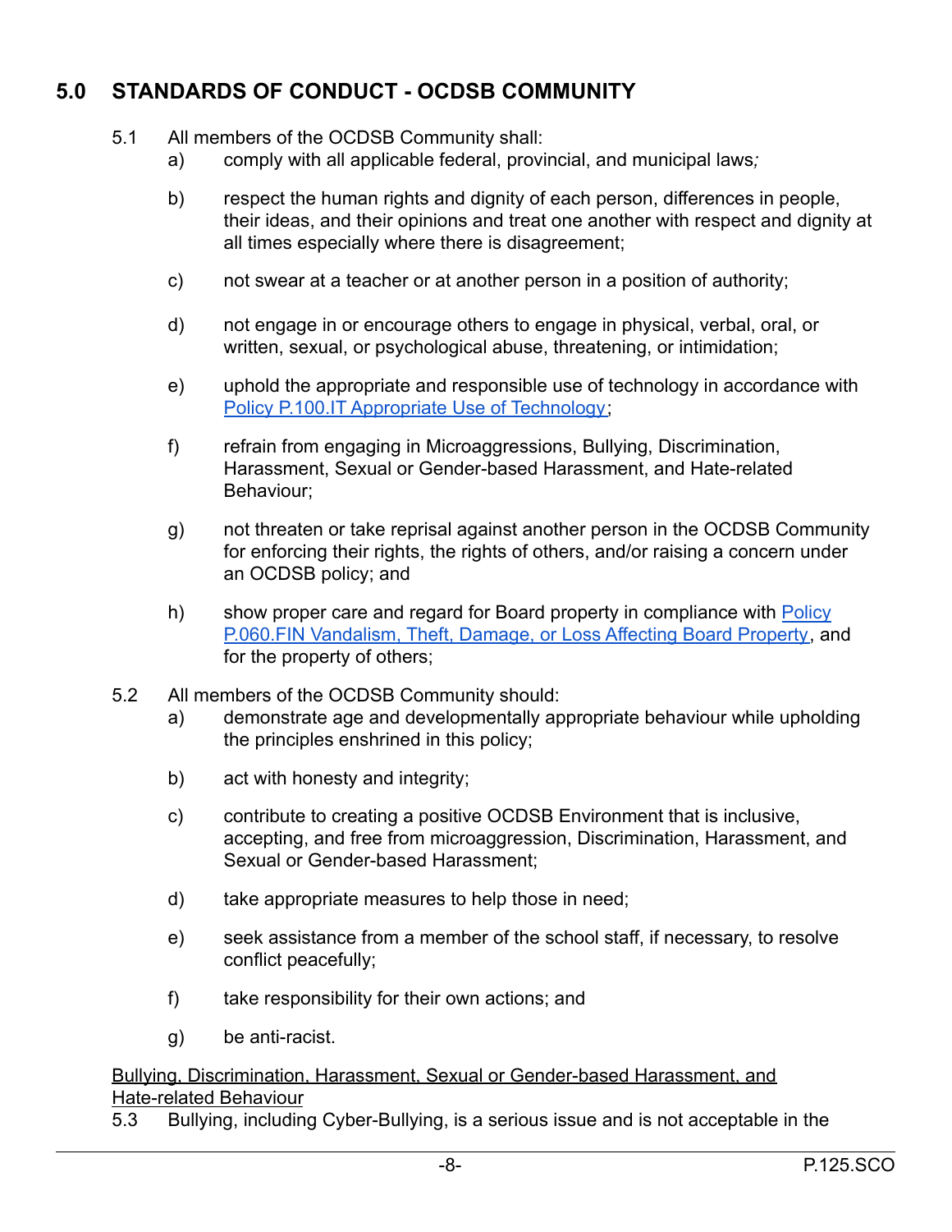## 5.0 STANDARDS OF CONDUCT - OCDSB COMMUNITY

5.1 All members of the OCDSB Community shall:

a) comply with all applicable federal, provincial, and municipal laws*;*

b) respect the human rights and dignity of each person, differences in people, their ideas, and their opinions and treat one another with respect and dignity at all times especially where there is disagreement;

c) not swear at a teacher or at another person in a position of authority;

d) not engage in or encourage others to engage in physical, verbal, oral, or written, sexual, or psychological abuse, threatening, or intimidation;

e) uphold the appropriate and responsible use of technology in accordance with [Policy P.100.IT Appropriate Use of Technology](#);

f) refrain from engaging in Microaggressions, Bullying, Discrimination, Harassment, Sexual or Gender-based Harassment, and Hate-related Behaviour;

g) not threaten or take reprisal against another person in the OCDSB Community for enforcing their rights, the rights of others, and/or raising a concern under an OCDSB policy; and

h) show proper care and regard for Board property in compliance with [Policy P.060.FIN Vandalism, Theft, Damage, or Loss Affecting Board Property](#), and for the property of others;

5.2 All members of the OCDSB Community should:

a) demonstrate age and developmentally appropriate behaviour while upholding the principles enshrined in this policy;

b) act with honesty and integrity;

c) contribute to creating a positive OCDSB Environment that is inclusive, accepting, and free from microaggression, Discrimination, Harassment, and Sexual or Gender-based Harassment;

d) take appropriate measures to help those in need;

e) seek assistance from a member of the school staff, if necessary, to resolve conflict peacefully;

f) take responsibility for their own actions; and

g) be anti-racist.

<u>Bullying, Discrimination, Harassment, Sexual or Gender-based Harassment, and Hate-related Behaviour</u>

5.3 Bullying, including Cyber-Bullying, is a serious issue and is not acceptable in the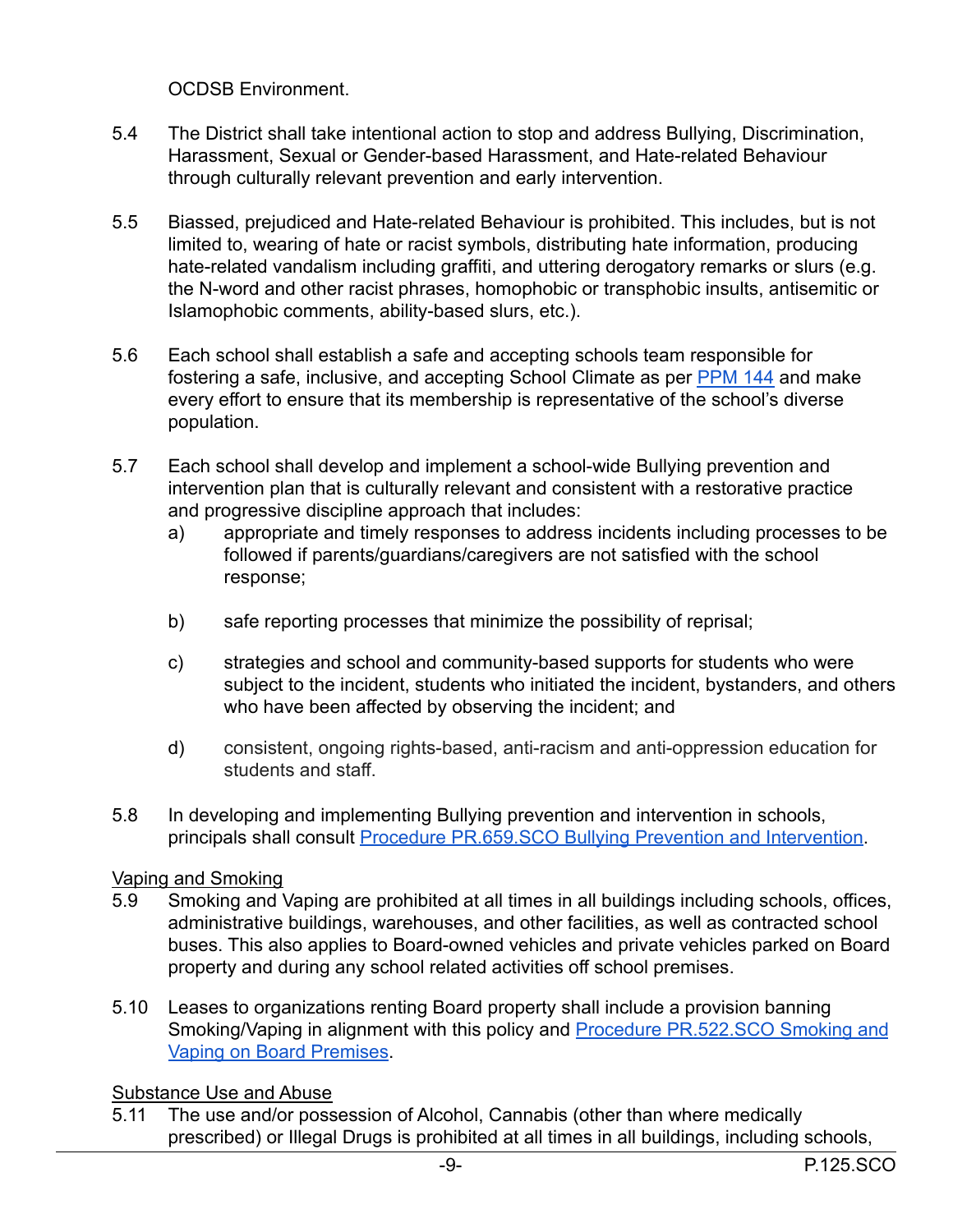OCDSB Environment.

5.4 The District shall take intentional action to stop and address Bullying, Discrimination, Harassment, Sexual or Gender-based Harassment, and Hate-related Behaviour through culturally relevant prevention and early intervention.

5.5 Biassed, prejudiced and Hate-related Behaviour is prohibited. This includes, but is not limited to, wearing of hate or racist symbols, distributing hate information, producing hate-related vandalism including graffiti, and uttering derogatory remarks or slurs (e.g. the N-word and other racist phrases, homophobic or transphobic insults, antisemitic or Islamophobic comments, ability-based slurs, etc.).

5.6 Each school shall establish a safe and accepting schools team responsible for fostering a safe, inclusive, and accepting School Climate as per PPM 144 and make every effort to ensure that its membership is representative of the school's diverse population.

5.7 Each school shall develop and implement a school-wide Bullying prevention and intervention plan that is culturally relevant and consistent with a restorative practice and progressive discipline approach that includes:

a) appropriate and timely responses to address incidents including processes to be followed if parents/guardians/caregivers are not satisfied with the school response;

b) safe reporting processes that minimize the possibility of reprisal;

c) strategies and school and community-based supports for students who were subject to the incident, students who initiated the incident, bystanders, and others who have been affected by observing the incident; and

d) consistent, ongoing rights-based, anti-racism and anti-oppression education for students and staff.

5.8 In developing and implementing Bullying prevention and intervention in schools, principals shall consult Procedure PR.659.SCO Bullying Prevention and Intervention.

Vaping and Smoking

5.9 Smoking and Vaping are prohibited at all times in all buildings including schools, offices, administrative buildings, warehouses, and other facilities, as well as contracted school buses. This also applies to Board-owned vehicles and private vehicles parked on Board property and during any school related activities off school premises.

5.10 Leases to organizations renting Board property shall include a provision banning Smoking/Vaping in alignment with this policy and Procedure PR.522.SCO Smoking and Vaping on Board Premises.

Substance Use and Abuse

5.11 The use and/or possession of Alcohol, Cannabis (other than where medically prescribed) or Illegal Drugs is prohibited at all times in all buildings, including schools,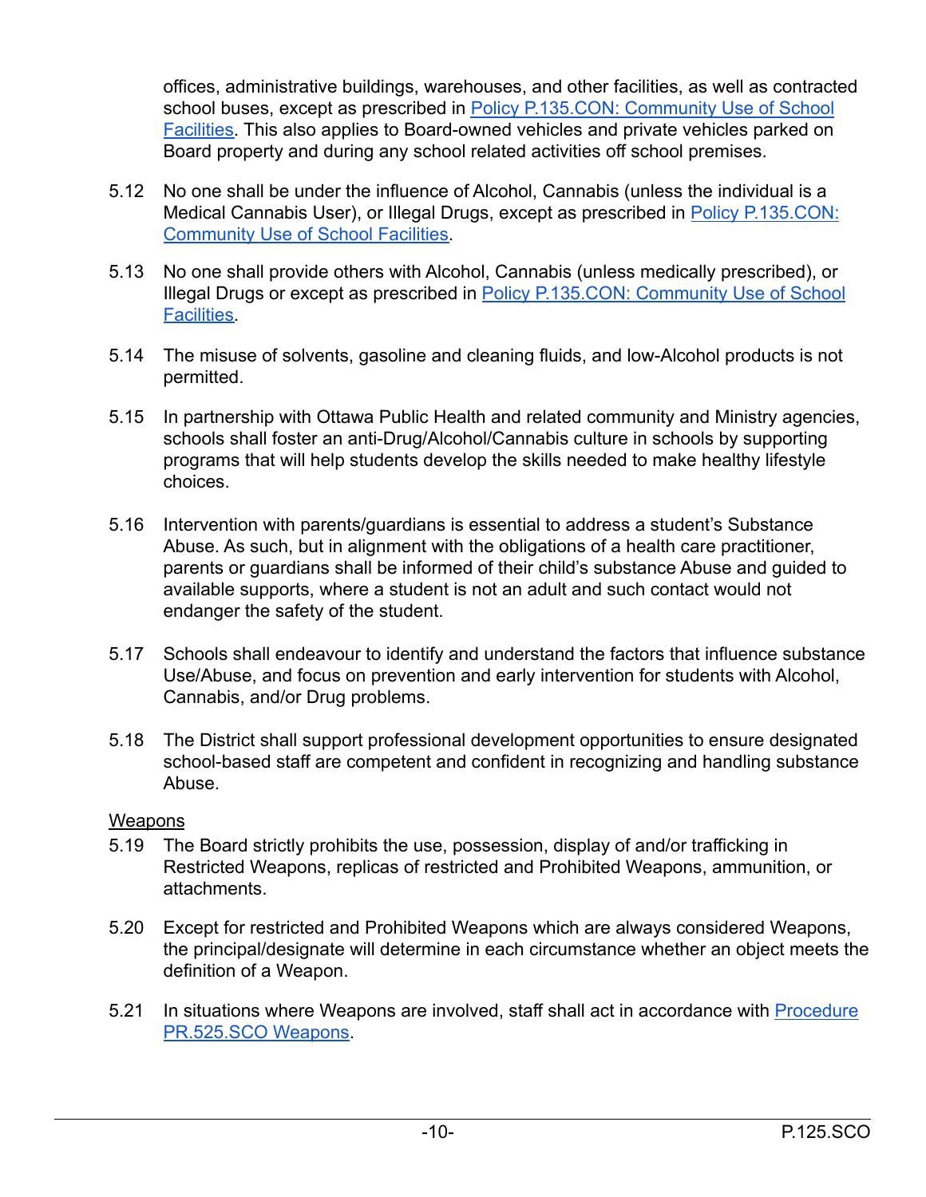offices, administrative buildings, warehouses, and other facilities, as well as contracted school buses, except as prescribed in [Policy P.135.CON: Community Use of School Facilities](). This also applies to Board-owned vehicles and private vehicles parked on Board property and during any school related activities off school premises.

5.12 No one shall be under the influence of Alcohol, Cannabis (unless the individual is a Medical Cannabis User), or Illegal Drugs, except as prescribed in Policy P.135.CON: Community Use of School Facilities.

5.13 No one shall provide others with Alcohol, Cannabis (unless medically prescribed), or Illegal Drugs or except as prescribed in Policy P.135.CON: Community Use of School Facilities.

5.14 The misuse of solvents, gasoline and cleaning fluids, and low-Alcohol products is not permitted.

5.15 In partnership with Ottawa Public Health and related community and Ministry agencies, schools shall foster an anti-Drug/Alcohol/Cannabis culture in schools by supporting programs that will help students develop the skills needed to make healthy lifestyle choices.

5.16 Intervention with parents/guardians is essential to address a student's Substance Abuse. As such, but in alignment with the obligations of a health care practitioner, parents or guardians shall be informed of their child's substance Abuse and guided to available supports, where a student is not an adult and such contact would not endanger the safety of the student.

5.17 Schools shall endeavour to identify and understand the factors that influence substance Use/Abuse, and focus on prevention and early intervention for students with Alcohol, Cannabis, and/or Drug problems.

5.18 The District shall support professional development opportunities to ensure designated school-based staff are competent and confident in recognizing and handling substance Abuse.

Weapons

5.19 The Board strictly prohibits the use, possession, display of and/or trafficking in Restricted Weapons, replicas of restricted and Prohibited Weapons, ammunition, or attachments.

5.20 Except for restricted and Prohibited Weapons which are always considered Weapons, the principal/designate will determine in each circumstance whether an object meets the definition of a Weapon.

5.21 In situations where Weapons are involved, staff shall act in accordance with Procedure PR.525.SCO Weapons.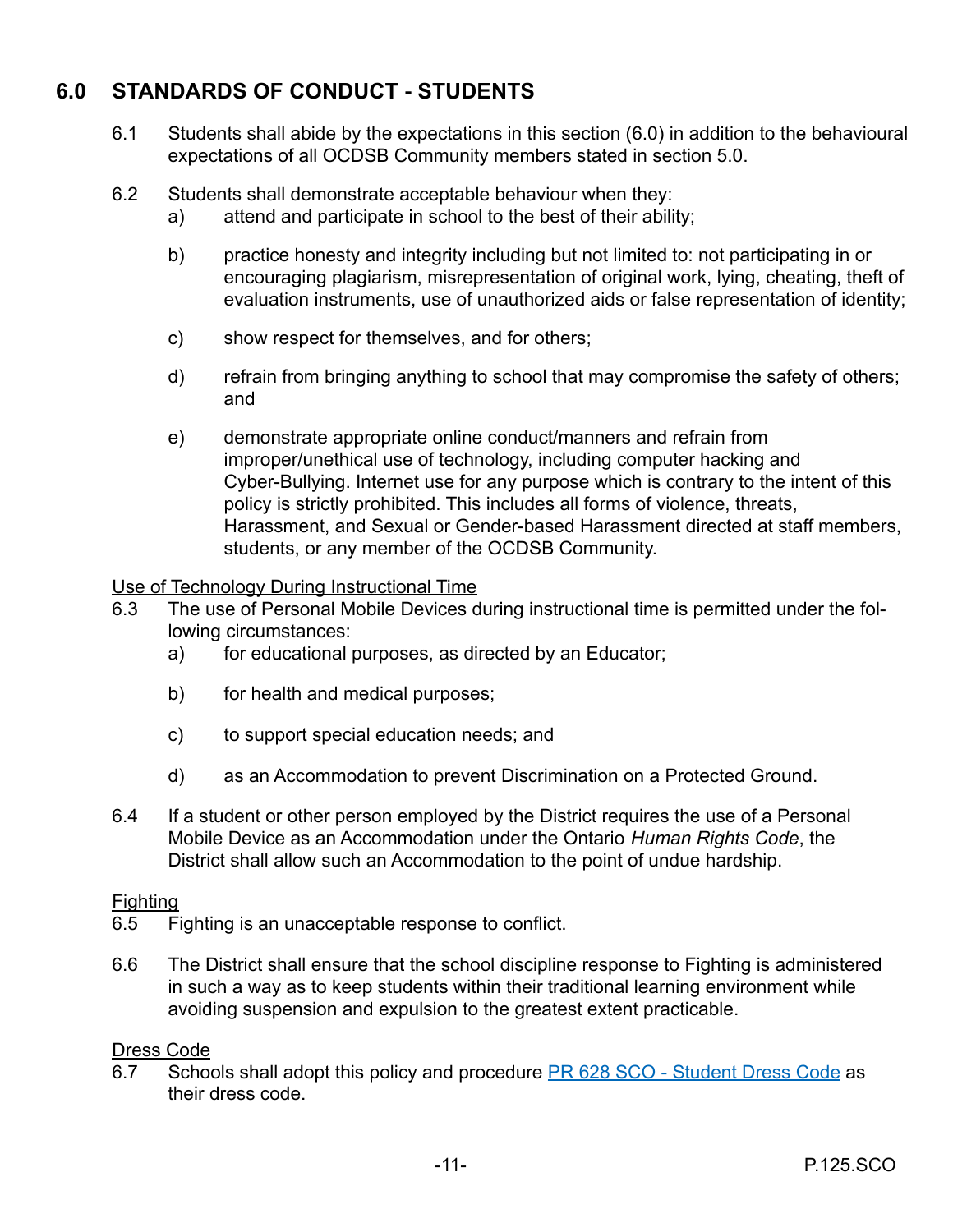## 6.0 STANDARDS OF CONDUCT - STUDENTS

6.1 Students shall abide by the expectations in this section (6.0) in addition to the behavioural expectations of all OCDSB Community members stated in section 5.0.

6.2 Students shall demonstrate acceptable behaviour when they:

a) attend and participate in school to the best of their ability;

b) practice honesty and integrity including but not limited to: not participating in or encouraging plagiarism, misrepresentation of original work, lying, cheating, theft of evaluation instruments, use of unauthorized aids or false representation of identity;

c) show respect for themselves, and for others;

d) refrain from bringing anything to school that may compromise the safety of others; and

e) demonstrate appropriate online conduct/manners and refrain from improper/unethical use of technology, including computer hacking and Cyber-Bullying. Internet use for any purpose which is contrary to the intent of this policy is strictly prohibited. This includes all forms of violence, threats, Harassment, and Sexual or Gender-based Harassment directed at staff members, students, or any member of the OCDSB Community.

Use of Technology During Instructional Time

6.3 The use of Personal Mobile Devices during instructional time is permitted under the following circumstances:

a) for educational purposes, as directed by an Educator;

b) for health and medical purposes;

c) to support special education needs; and

d) as an Accommodation to prevent Discrimination on a Protected Ground.

6.4 If a student or other person employed by the District requires the use of a Personal Mobile Device as an Accommodation under the Ontario *Human Rights Code*, the District shall allow such an Accommodation to the point of undue hardship.

Fighting

6.5 Fighting is an unacceptable response to conflict.

6.6 The District shall ensure that the school discipline response to Fighting is administered in such a way as to keep students within their traditional learning environment while avoiding suspension and expulsion to the greatest extent practicable.

Dress Code

6.7 Schools shall adopt this policy and procedure PR 628 SCO - Student Dress Code as their dress code.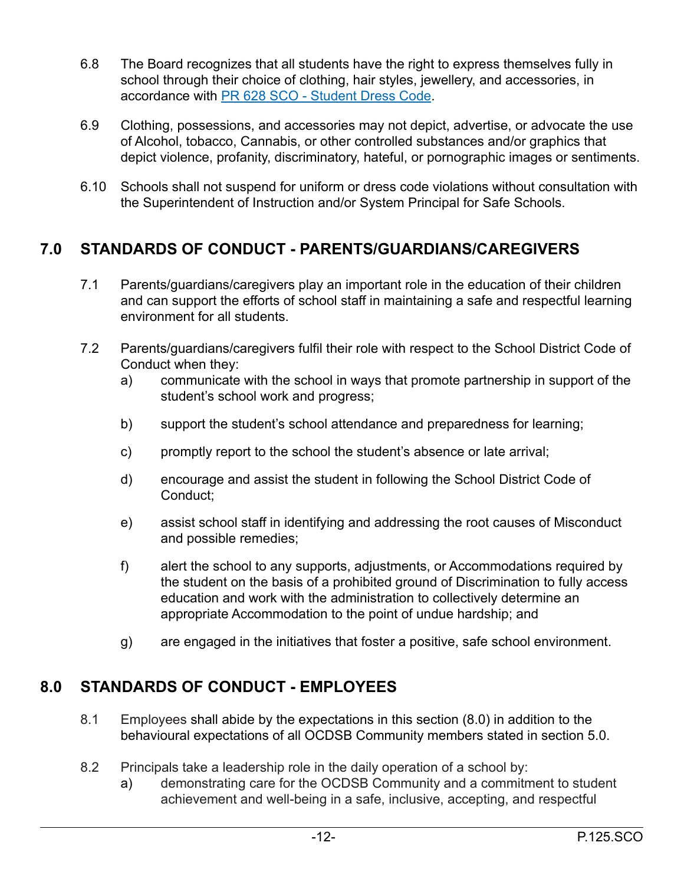6.8 The Board recognizes that all students have the right to express themselves fully in school through their choice of clothing, hair styles, jewellery, and accessories, in accordance with [PR 628 SCO - Student Dress Code](PR 628 SCO - Student Dress Code).

6.9 Clothing, possessions, and accessories may not depict, advertise, or advocate the use of Alcohol, tobacco, Cannabis, or other controlled substances and/or graphics that depict violence, profanity, discriminatory, hateful, or pornographic images or sentiments.

6.10 Schools shall not suspend for uniform or dress code violations without consultation with the Superintendent of Instruction and/or System Principal for Safe Schools.

## 7.0 STANDARDS OF CONDUCT - PARENTS/GUARDIANS/CAREGIVERS

7.1 Parents/guardians/caregivers play an important role in the education of their children and can support the efforts of school staff in maintaining a safe and respectful learning environment for all students.

7.2 Parents/guardians/caregivers fulfil their role with respect to the School District Code of Conduct when they:

a) communicate with the school in ways that promote partnership in support of the student's school work and progress;

b) support the student's school attendance and preparedness for learning;

c) promptly report to the school the student's absence or late arrival;

d) encourage and assist the student in following the School District Code of Conduct;

e) assist school staff in identifying and addressing the root causes of Misconduct and possible remedies;

f) alert the school to any supports, adjustments, or Accommodations required by the student on the basis of a prohibited ground of Discrimination to fully access education and work with the administration to collectively determine an appropriate Accommodation to the point of undue hardship; and

g) are engaged in the initiatives that foster a positive, safe school environment.

## 8.0 STANDARDS OF CONDUCT - EMPLOYEES

8.1 Employees shall abide by the expectations in this section (8.0) in addition to the behavioural expectations of all OCDSB Community members stated in section 5.0.

8.2 Principals take a leadership role in the daily operation of a school by:

a) demonstrating care for the OCDSB Community and a commitment to student achievement and well-being in a safe, inclusive, accepting, and respectful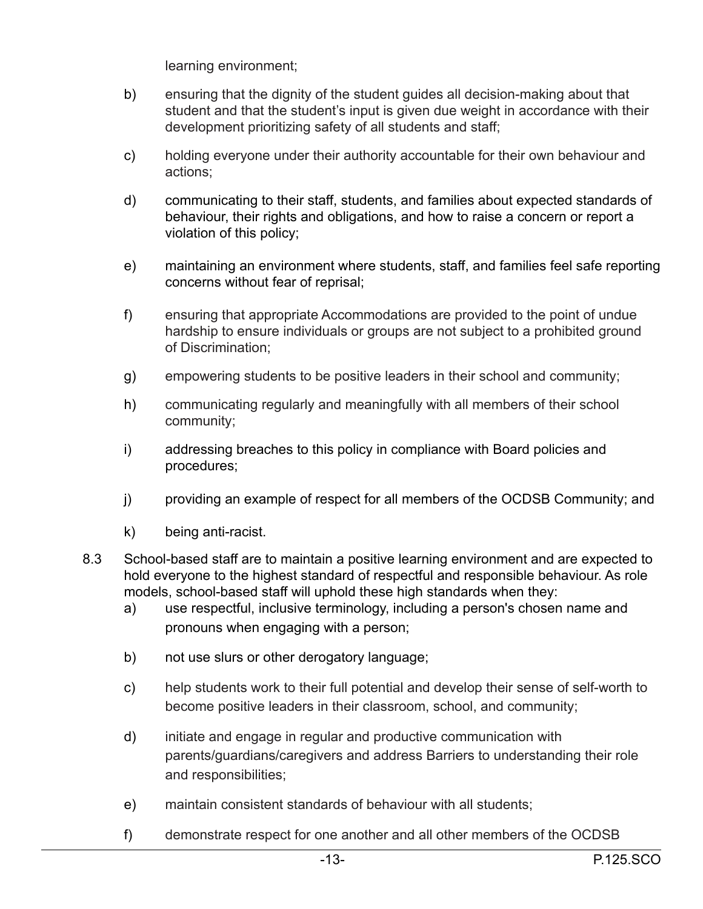learning environment;

b) ensuring that the dignity of the student guides all decision-making about that student and that the student's input is given due weight in accordance with their development prioritizing safety of all students and staff;

c) holding everyone under their authority accountable for their own behaviour and actions;

d) communicating to their staff, students, and families about expected standards of behaviour, their rights and obligations, and how to raise a concern or report a violation of this policy;

e) maintaining an environment where students, staff, and families feel safe reporting concerns without fear of reprisal;

f) ensuring that appropriate Accommodations are provided to the point of undue hardship to ensure individuals or groups are not subject to a prohibited ground of Discrimination;

g) empowering students to be positive leaders in their school and community;

h) communicating regularly and meaningfully with all members of their school community;

i) addressing breaches to this policy in compliance with Board policies and procedures;

j) providing an example of respect for all members of the OCDSB Community; and

k) being anti-racist.

8.3 School-based staff are to maintain a positive learning environment and are expected to hold everyone to the highest standard of respectful and responsible behaviour. As role models, school-based staff will uphold these high standards when they:

a) use respectful, inclusive terminology, including a person's chosen name and pronouns when engaging with a person;

b) not use slurs or other derogatory language;

c) help students work to their full potential and develop their sense of self-worth to become positive leaders in their classroom, school, and community;

d) initiate and engage in regular and productive communication with parents/guardians/caregivers and address Barriers to understanding their role and responsibilities;

e) maintain consistent standards of behaviour with all students;

f) demonstrate respect for one another and all other members of the OCDSB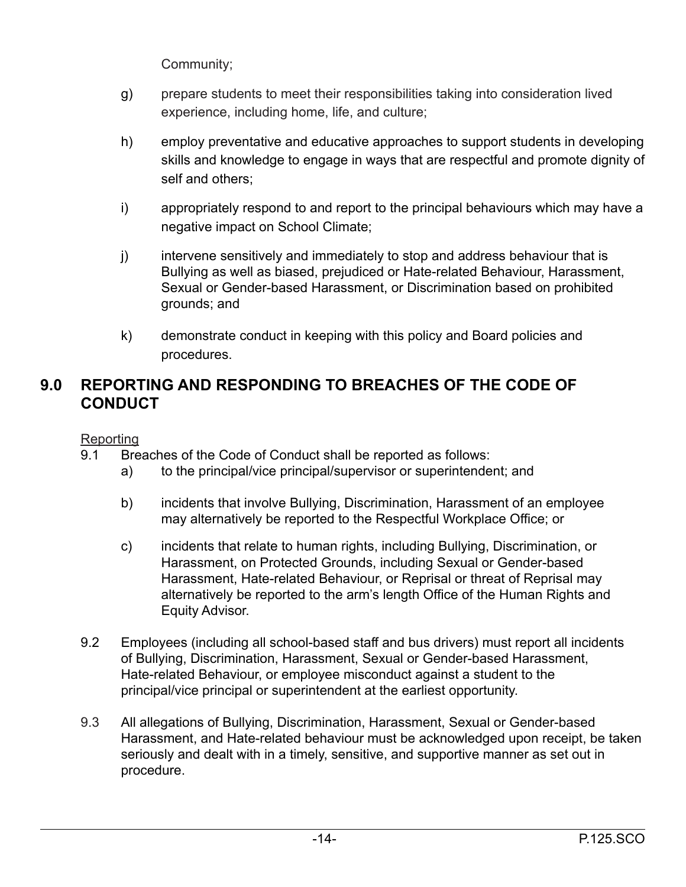Community;

g) prepare students to meet their responsibilities taking into consideration lived experience, including home, life, and culture;

h) employ preventative and educative approaches to support students in developing skills and knowledge to engage in ways that are respectful and promote dignity of self and others;

i) appropriately respond to and report to the principal behaviours which may have a negative impact on School Climate;

j) intervene sensitively and immediately to stop and address behaviour that is Bullying as well as biased, prejudiced or Hate-related Behaviour, Harassment, Sexual or Gender-based Harassment, or Discrimination based on prohibited grounds; and

k) demonstrate conduct in keeping with this policy and Board policies and procedures.

## 9.0 REPORTING AND RESPONDING TO BREACHES OF THE CODE OF CONDUCT

Reporting

9.1 Breaches of the Code of Conduct shall be reported as follows:

a) to the principal/vice principal/supervisor or superintendent; and

b) incidents that involve Bullying, Discrimination, Harassment of an employee may alternatively be reported to the Respectful Workplace Office; or

c) incidents that relate to human rights, including Bullying, Discrimination, or Harassment, on Protected Grounds, including Sexual or Gender-based Harassment, Hate-related Behaviour, or Reprisal or threat of Reprisal may alternatively be reported to the arm's length Office of the Human Rights and Equity Advisor.

9.2 Employees (including all school-based staff and bus drivers) must report all incidents of Bullying, Discrimination, Harassment, Sexual or Gender-based Harassment, Hate-related Behaviour, or employee misconduct against a student to the principal/vice principal or superintendent at the earliest opportunity.

9.3 All allegations of Bullying, Discrimination, Harassment, Sexual or Gender-based Harassment, and Hate-related behaviour must be acknowledged upon receipt, be taken seriously and dealt with in a timely, sensitive, and supportive manner as set out in procedure.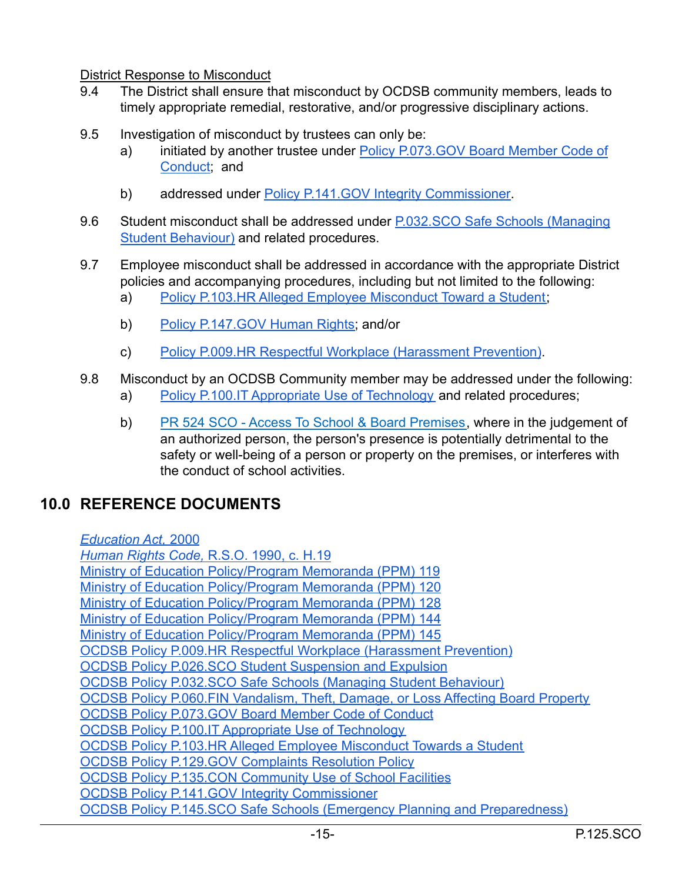District Response to Misconduct

9.4 The District shall ensure that misconduct by OCDSB community members, leads to timely appropriate remedial, restorative, and/or progressive disciplinary actions.

9.5 Investigation of misconduct by trustees can only be:

a) initiated by another trustee under Policy P.073.GOV Board Member Code of Conduct; and

b) addressed under Policy P.141.GOV Integrity Commissioner.

9.6 Student misconduct shall be addressed under P.032.SCO Safe Schools (Managing Student Behaviour) and related procedures.

9.7 Employee misconduct shall be addressed in accordance with the appropriate District policies and accompanying procedures, including but not limited to the following:

a) Policy P.103.HR Alleged Employee Misconduct Toward a Student;

b) Policy P.147.GOV Human Rights; and/or

c) Policy P.009.HR Respectful Workplace (Harassment Prevention).

9.8 Misconduct by an OCDSB Community member may be addressed under the following:

a) Policy P.100.IT Appropriate Use of Technology and related procedures;

b) PR 524 SCO - Access To School & Board Premises, where in the judgement of an authorized person, the person's presence is potentially detrimental to the safety or well-being of a person or property on the premises, or interferes with the conduct of school activities.

## 10.0 REFERENCE DOCUMENTS

*Education Act*, 2000
*Human Rights Code*, R.S.O. 1990, c. H.19
Ministry of Education Policy/Program Memoranda (PPM) 119
Ministry of Education Policy/Program Memoranda (PPM) 120
Ministry of Education Policy/Program Memoranda (PPM) 128
Ministry of Education Policy/Program Memoranda (PPM) 144
Ministry of Education Policy/Program Memoranda (PPM) 145
OCDSB Policy P.009.HR Respectful Workplace (Harassment Prevention)
OCDSB Policy P.026.SCO Student Suspension and Expulsion
OCDSB Policy P.032.SCO Safe Schools (Managing Student Behaviour)
OCDSB Policy P.060.FIN Vandalism, Theft, Damage, or Loss Affecting Board Property
OCDSB Policy P.073.GOV Board Member Code of Conduct
OCDSB Policy P.100.IT Appropriate Use of Technology
OCDSB Policy P.103.HR Alleged Employee Misconduct Towards a Student
OCDSB Policy P.129.GOV Complaints Resolution Policy
OCDSB Policy P.135.CON Community Use of School Facilities
OCDSB Policy P.141.GOV Integrity Commissioner
OCDSB Policy P.145.SCO Safe Schools (Emergency Planning and Preparedness)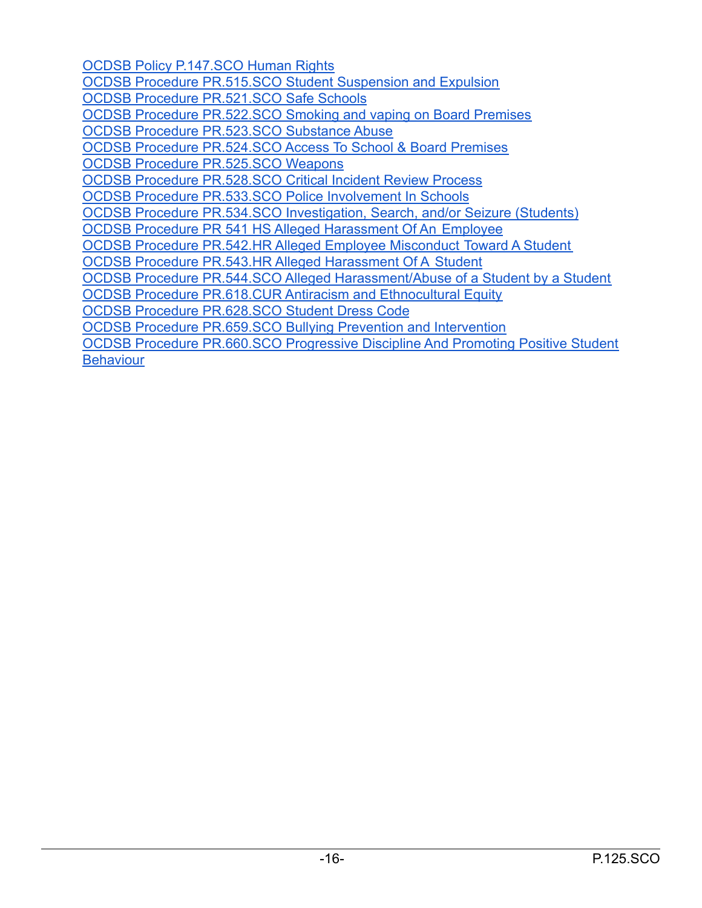OCDSB Policy P.147.SCO Human Rights
OCDSB Procedure PR.515.SCO Student Suspension and Expulsion
OCDSB Procedure PR.521.SCO Safe Schools
OCDSB Procedure PR.522.SCO Smoking and vaping on Board Premises
OCDSB Procedure PR.523.SCO Substance Abuse
OCDSB Procedure PR.524.SCO Access To School & Board Premises
OCDSB Procedure PR.525.SCO Weapons
OCDSB Procedure PR.528.SCO Critical Incident Review Process
OCDSB Procedure PR.533.SCO Police Involvement In Schools
OCDSB Procedure PR.534.SCO Investigation, Search, and/or Seizure (Students)
OCDSB Procedure PR 541 HS Alleged Harassment Of An Employee
OCDSB Procedure PR.542.HR Alleged Employee Misconduct Toward A Student
OCDSB Procedure PR.543.HR Alleged Harassment Of A Student
OCDSB Procedure PR.544.SCO Alleged Harassment/Abuse of a Student by a Student
OCDSB Procedure PR.618.CUR Antiracism and Ethnocultural Equity
OCDSB Procedure PR.628.SCO Student Dress Code
OCDSB Procedure PR.659.SCO Bullying Prevention and Intervention
OCDSB Procedure PR.660.SCO Progressive Discipline And Promoting Positive Student Behaviour